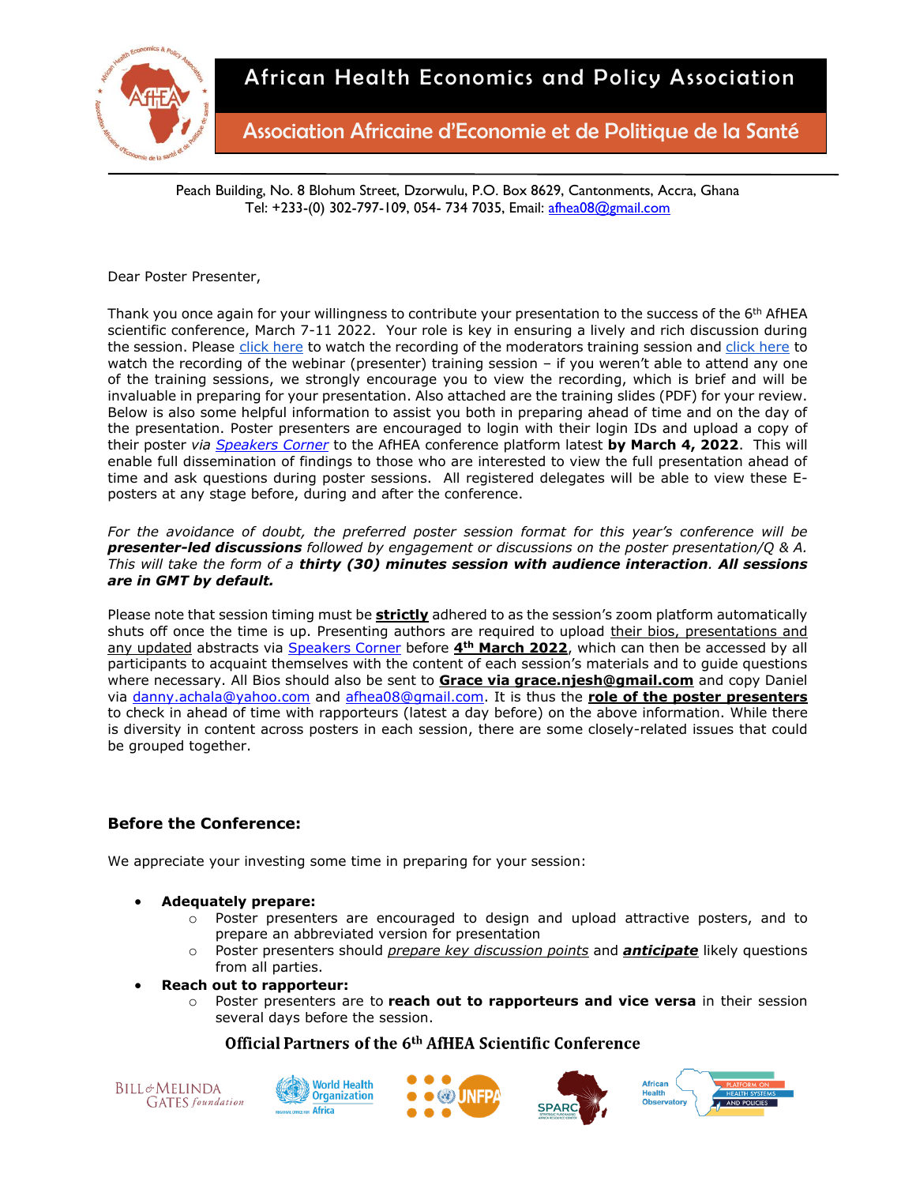# African Health Economics and Policy Association

## Association Africaine d'Economie et de Politique de la Santé

Peach Building, No. 8 Blohum Street, Dzorwulu, P.O. Box 8629, Cantonments, Accra, Ghana
Tel: +233-(0) 302-797-109, 054- 734 7035, Email: afhea08@gmail.com

Dear Poster Presenter,

Thank you once again for your willingness to contribute your presentation to the success of the 6th AfHEA scientific conference, March 7-11 2022. Your role is key in ensuring a lively and rich discussion during the session. Please click here to watch the recording of the moderators training session and click here to watch the recording of the webinar (presenter) training session – if you weren't able to attend any one of the training sessions, we strongly encourage you to view the recording, which is brief and will be invaluable in preparing for your presentation. Also attached are the training slides (PDF) for your review. Below is also some helpful information to assist you both in preparing ahead of time and on the day of the presentation. Poster presenters are encouraged to login with their login IDs and upload a copy of their poster *via* *Speakers Corner* to the AfHEA conference platform latest **by March 4, 2022**. This will enable full dissemination of findings to those who are interested to view the full presentation ahead of time and ask questions during poster sessions. All registered delegates will be able to view these E-posters at any stage before, during and after the conference.

*For the avoidance of doubt, the preferred poster session format for this year's conference will be* ***presenter-led discussions*** *followed by engagement or discussions on the poster presentation/Q & A. This will take the form of a* ***thirty (30) minutes session with audience interaction****.* ***All sessions are in GMT by default.***

Please note that session timing must be **strictly** adhered to as the session's zoom platform automatically shuts off once the time is up. Presenting authors are required to upload their bios, presentations and any updated abstracts via Speakers Corner before **4th March 2022**, which can then be accessed by all participants to acquaint themselves with the content of each session's materials and to guide questions where necessary. All Bios should also be sent to **Grace via grace.njesh@gmail.com** and copy Daniel via danny.achala@yahoo.com and afhea08@gmail.com. It is thus the **role of the poster presenters** to check in ahead of time with rapporteurs (latest a day before) on the above information. While there is diversity in content across posters in each session, there are some closely-related issues that could be grouped together.

### Before the Conference:

We appreciate your investing some time in preparing for your session:

- **Adequately prepare:**
  - Poster presenters are encouraged to design and upload attractive posters, and to prepare an abbreviated version for presentation
  - Poster presenters should *prepare key discussion points* and ***anticipate*** likely questions from all parties.
- **Reach out to rapporteur:**
  - Poster presenters are to **reach out to rapporteurs and vice versa** in their session several days before the session.

**Official Partners of the 6th AfHEA Scientific Conference**

Bill & Melinda Gates Foundation | World Health Organization Regional Office for Africa | UNFPA | SPARC | African Health Observatory Platform on Health Systems and Policies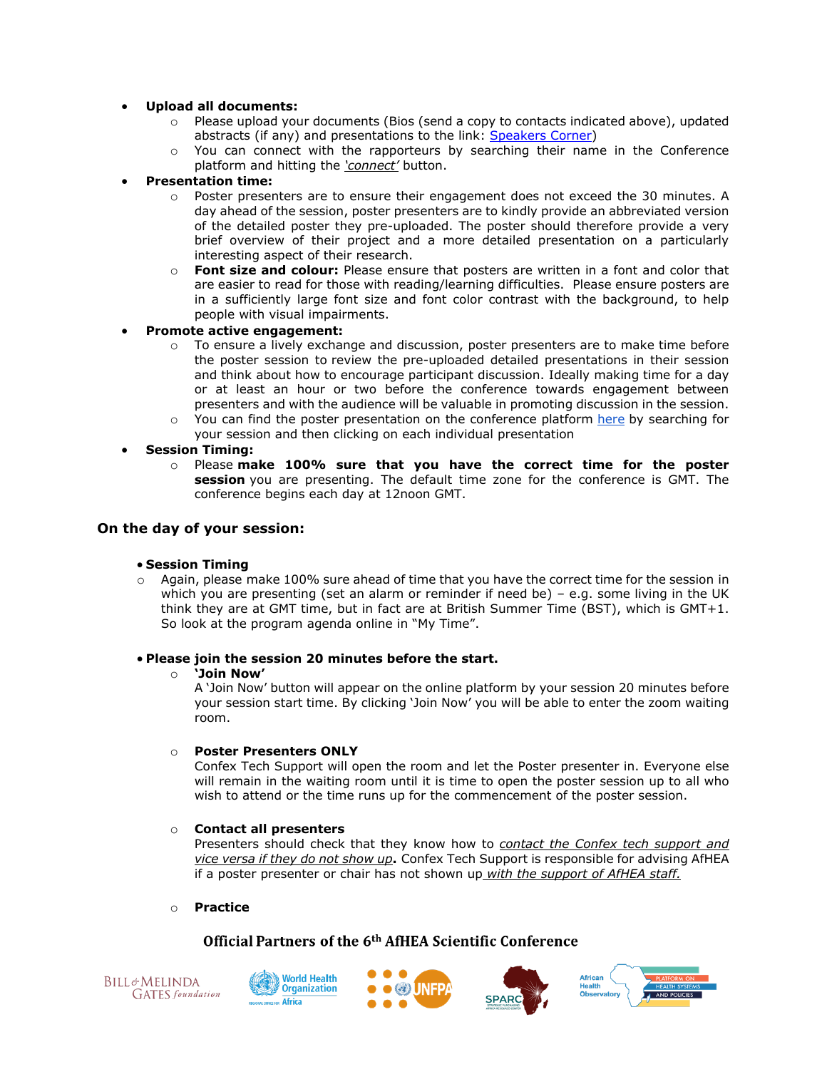- **Upload all documents:**
  - Please upload your documents (Bios (send a copy to contacts indicated above), updated abstracts (if any) and presentations to the link: [Speakers Corner](#))
  - You can connect with the rapporteurs by searching their name in the Conference platform and hitting the *'connect'* button.
- **Presentation time:**
  - Poster presenters are to ensure their engagement does not exceed the 30 minutes. A day ahead of the session, poster presenters are to kindly provide an abbreviated version of the detailed poster they pre-uploaded. The poster should therefore provide a very brief overview of their project and a more detailed presentation on a particularly interesting aspect of their research.
  - **Font size and colour:** Please ensure that posters are written in a font and color that are easier to read for those with reading/learning difficulties. Please ensure posters are in a sufficiently large font size and font color contrast with the background, to help people with visual impairments.
- **Promote active engagement:**
  - To ensure a lively exchange and discussion, poster presenters are to make time before the poster session to review the pre-uploaded detailed presentations in their session and think about how to encourage participant discussion. Ideally making time for a day or at least an hour or two before the conference towards engagement between presenters and with the audience will be valuable in promoting discussion in the session.
  - You can find the poster presentation on the conference platform [here](#) by searching for your session and then clicking on each individual presentation
- **Session Timing:**
  - Please **make 100% sure that you have the correct time for the poster session** you are presenting. The default time zone for the conference is GMT. The conference begins each day at 12noon GMT.

## On the day of your session:

- **Session Timing**
  - Again, please make 100% sure ahead of time that you have the correct time for the session in which you are presenting (set an alarm or reminder if need be) – e.g. some living in the UK think they are at GMT time, but in fact are at British Summer Time (BST), which is GMT+1. So look at the program agenda online in "My Time".

- **Please join the session 20 minutes before the start.**
  - **'Join Now'**
    A 'Join Now' button will appear on the online platform by your session 20 minutes before your session start time. By clicking 'Join Now' you will be able to enter the zoom waiting room.

  - **Poster Presenters ONLY**
    Confex Tech Support will open the room and let the Poster presenter in. Everyone else will remain in the waiting room until it is time to open the poster session up to all who wish to attend or the time runs up for the commencement of the poster session.

  - **Contact all presenters**
    Presenters should check that they know how to *contact the Confex tech support and vice versa if they do not show up***.** Confex Tech Support is responsible for advising AfHEA if a poster presenter or chair has not shown up *with the support of AfHEA staff.*

  - **Practice**

**Official Partners of the 6th AfHEA Scientific Conference**

BILL & MELINDA GATES foundation · World Health Organization Regional Office for Africa · UNFPA · SPARC · African Health Observatory Platform on Health Systems and Policies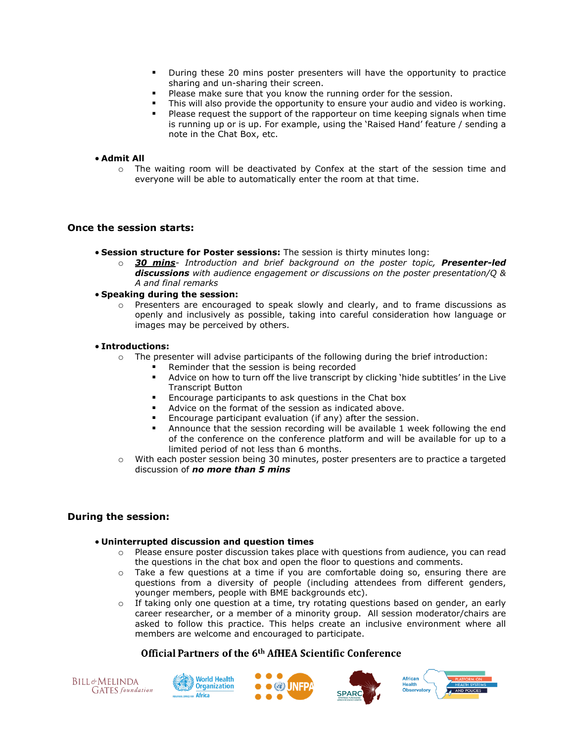- During these 20 mins poster presenters will have the opportunity to practice sharing and un-sharing their screen.
- Please make sure that you know the running order for the session.
- This will also provide the opportunity to ensure your audio and video is working.
- Please request the support of the rapporteur on time keeping signals when time is running up or is up. For example, using the 'Raised Hand' feature / sending a note in the Chat Box, etc.

- **Admit All**
  - The waiting room will be deactivated by Confex at the start of the session time and everyone will be able to automatically enter the room at that time.

## Once the session starts:

- **Session structure for Poster sessions:** The session is thirty minutes long:
  - ***30 mins***- *Introduction and brief background on the poster topic,* ***Presenter-led discussions*** *with audience engagement or discussions on the poster presentation/Q & A and final remarks*
- **Speaking during the session:**
  - Presenters are encouraged to speak slowly and clearly, and to frame discussions as openly and inclusively as possible, taking into careful consideration how language or images may be perceived by others.

- **Introductions:**
  - The presenter will advise participants of the following during the brief introduction:
    - Reminder that the session is being recorded
    - Advice on how to turn off the live transcript by clicking 'hide subtitles' in the Live Transcript Button
    - Encourage participants to ask questions in the Chat box
    - Advice on the format of the session as indicated above.
    - Encourage participant evaluation (if any) after the session.
    - Announce that the session recording will be available 1 week following the end of the conference on the conference platform and will be available for up to a limited period of not less than 6 months.
  - With each poster session being 30 minutes, poster presenters are to practice a targeted discussion of ***no more than 5 mins***

## During the session:

- **Uninterrupted discussion and question times**
  - Please ensure poster discussion takes place with questions from audience, you can read the questions in the chat box and open the floor to questions and comments.
  - Take a few questions at a time if you are comfortable doing so, ensuring there are questions from a diversity of people (including attendees from different genders, younger members, people with BME backgrounds etc).
  - If taking only one question at a time, try rotating questions based on gender, an early career researcher, or a member of a minority group. All session moderator/chairs are asked to follow this practice. This helps create an inclusive environment where all members are welcome and encouraged to participate.

**Official Partners of the 6th AfHEA Scientific Conference**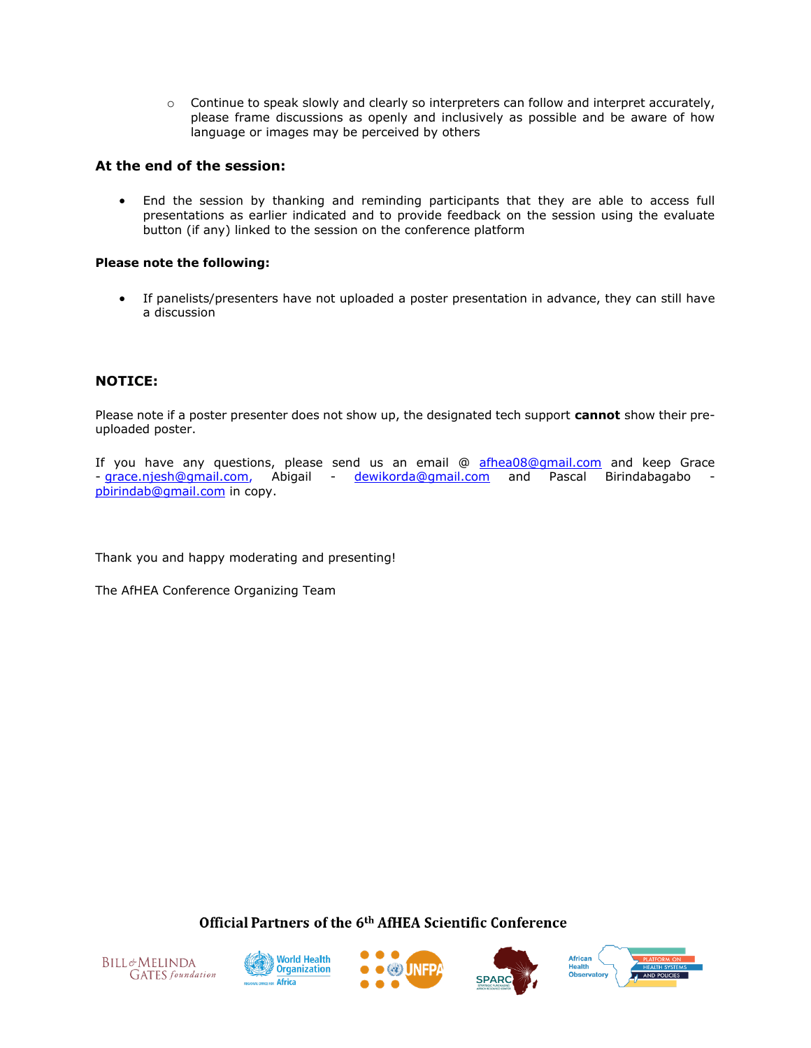- Continue to speak slowly and clearly so interpreters can follow and interpret accurately, please frame discussions as openly and inclusively as possible and be aware of how language or images may be perceived by others

### At the end of the session:

- End the session by thanking and reminding participants that they are able to access full presentations as earlier indicated and to provide feedback on the session using the evaluate button (if any) linked to the session on the conference platform

**Please note the following:**

- If panelists/presenters have not uploaded a poster presentation in advance, they can still have a discussion

### NOTICE:

Please note if a poster presenter does not show up, the designated tech support **cannot** show their pre-uploaded poster.

If you have any questions, please send us an email @ afhea08@gmail.com and keep Grace - grace.njesh@gmail.com, Abigail - dewikorda@gmail.com and Pascal Birindabagabo - pbirindab@gmail.com in copy.

Thank you and happy moderating and presenting!

The AfHEA Conference Organizing Team

**Official Partners of the 6th AfHEA Scientific Conference**

BILL & MELINDA GATES foundation

World Health Organization Regional Office for Africa

UNFPA

SPARC

African Health Observatory PLATFORM ON HEALTH SYSTEMS AND POLICIES